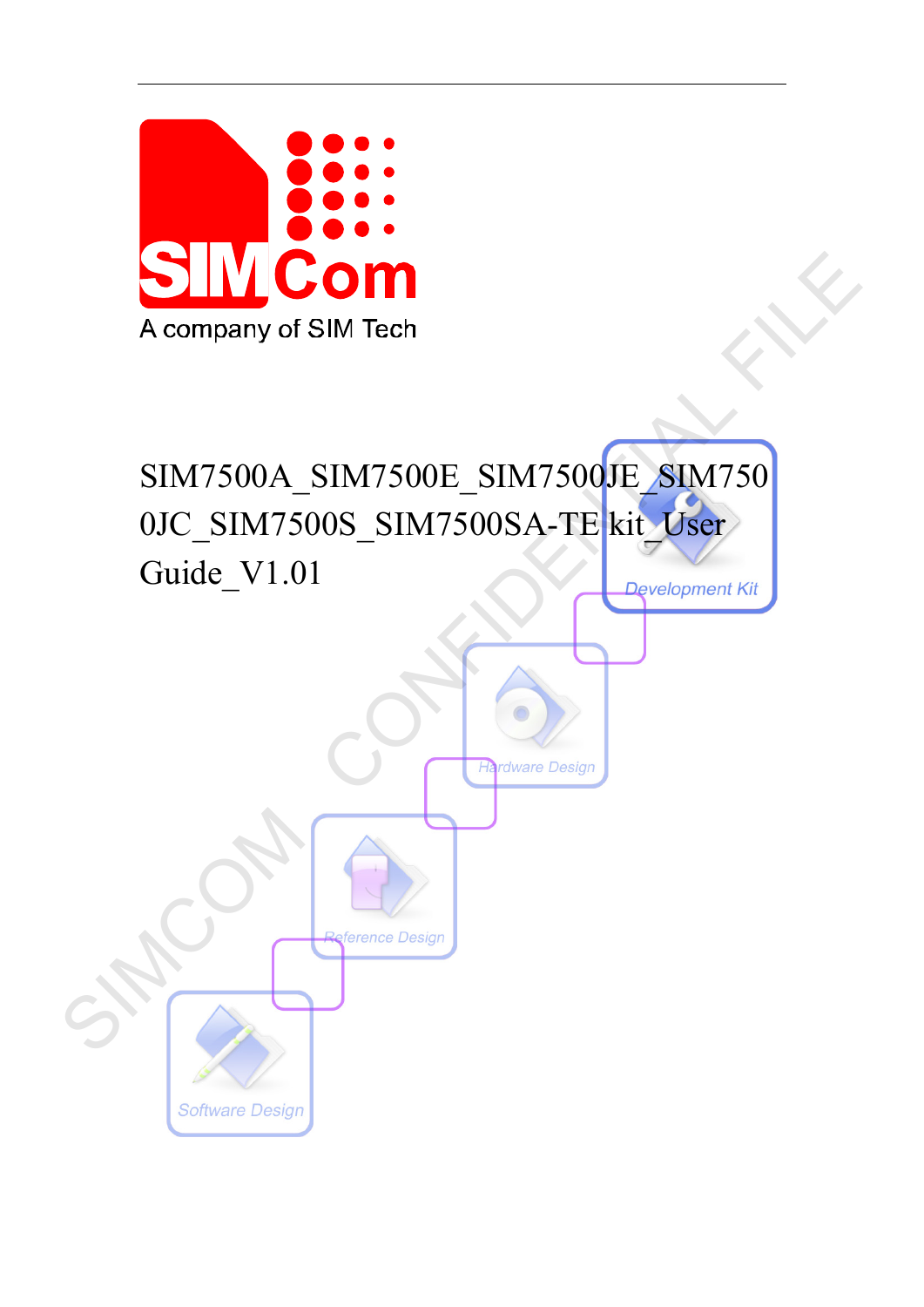A company of SIM Tech

# SIM7500A_SIM7500E_SIM7500JE_SIM7500JC_SIM7500S_SIM7500SA-TE kit_User Guide_V1.01

Development Kit

Hardware Design

Reference Design

Software Design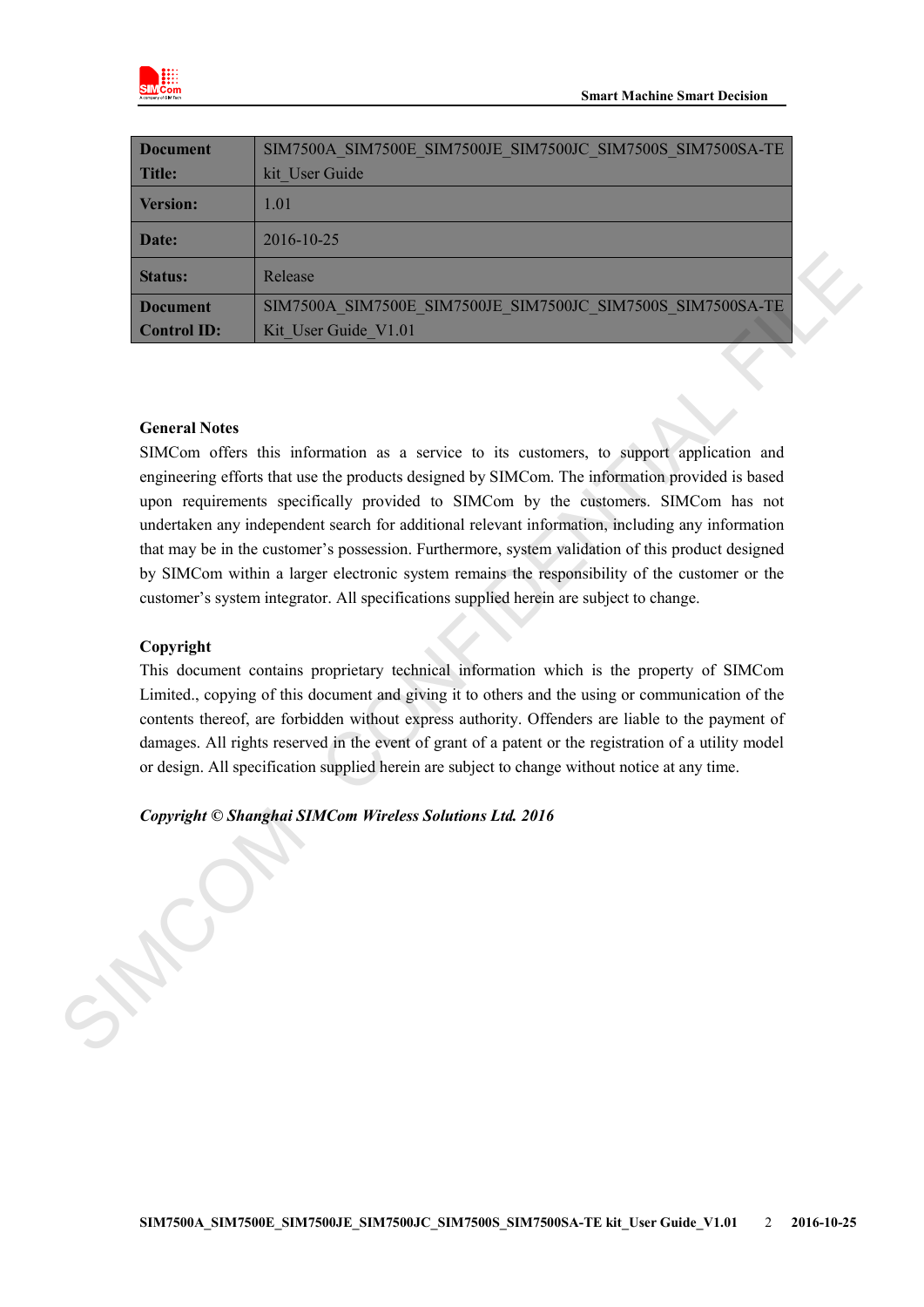| Document Title: | SIM7500A_SIM7500E_SIM7500JE_SIM7500JC_SIM7500S_SIM7500SA-TE kit_User Guide |
|---|---|
| Version: | 1.01 |
| Date: | 2016-10-25 |
| Status: | Release |
| Document Control ID: | SIM7500A_SIM7500E_SIM7500JE_SIM7500JC_SIM7500S_SIM7500SA-TE Kit_User Guide_V1.01 |

**General Notes**

SIMCom offers this information as a service to its customers, to support application and engineering efforts that use the products designed by SIMCom. The information provided is based upon requirements specifically provided to SIMCom by the customers. SIMCom has not undertaken any independent search for additional relevant information, including any information that may be in the customer's possession. Furthermore, system validation of this product designed by SIMCom within a larger electronic system remains the responsibility of the customer or the customer's system integrator. All specifications supplied herein are subject to change.

**Copyright**

This document contains proprietary technical information which is the property of SIMCom Limited., copying of this document and giving it to others and the using or communication of the contents thereof, are forbidden without express authority. Offenders are liable to the payment of damages. All rights reserved in the event of grant of a patent or the registration of a utility model or design. All specification supplied herein are subject to change without notice at any time.

***Copyright © Shanghai SIMCom Wireless Solutions Ltd. 2016***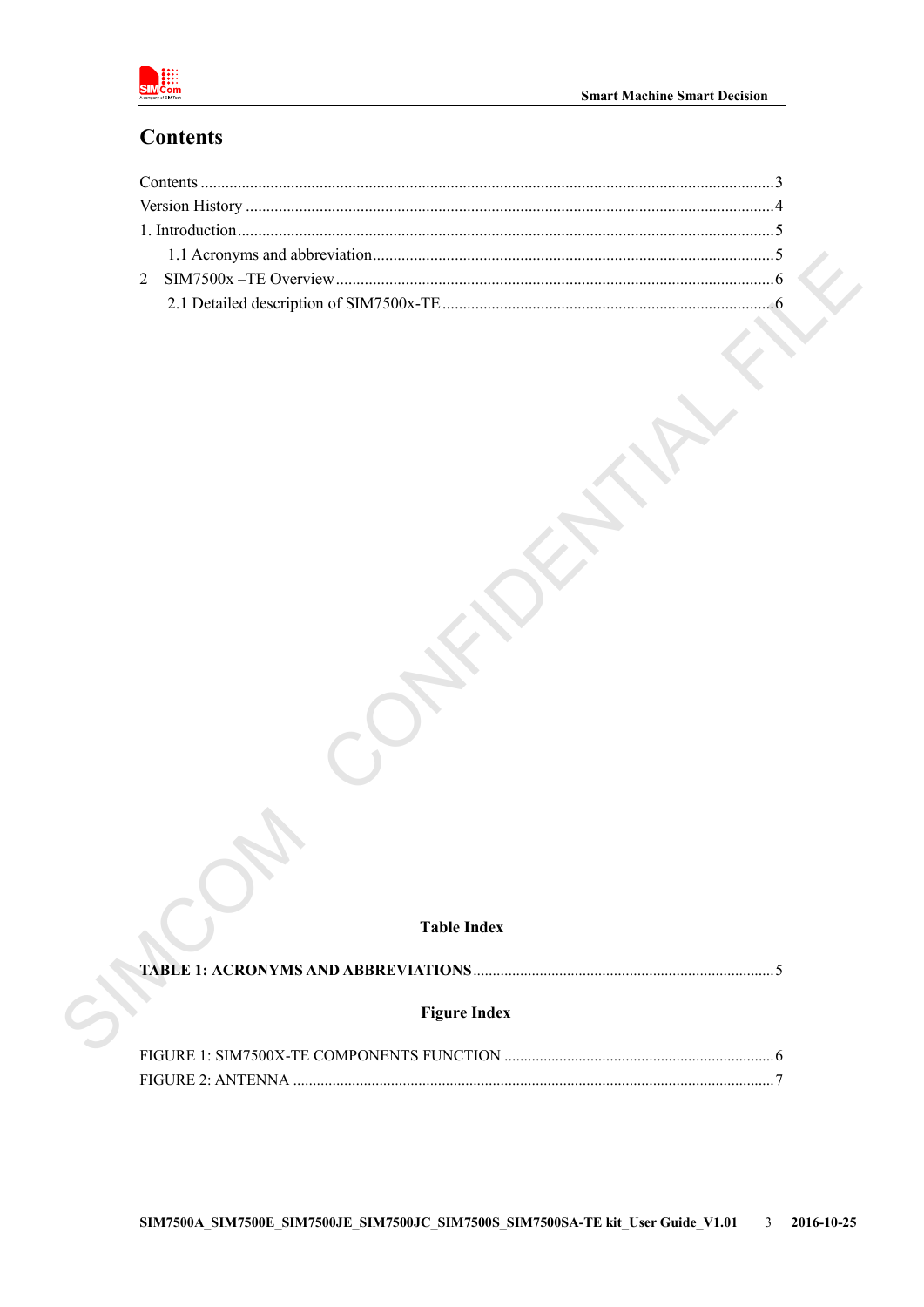# Contents

Contents ........................................................................................................................................3
Version History ..............................................................................................................................4
1. Introduction.................................................................................................................................5
    1.1 Acronyms and abbreviation...............................................................................................5
2   SIM7500x –TE Overview..........................................................................................................6
    2.1 Detailed description of SIM7500x-TE...............................................................................6

**Table Index**

**TABLE 1: ACRONYMS AND ABBREVIATIONS**..........................................................................5

**Figure Index**

FIGURE 1: SIM7500X-TE COMPONENTS FUNCTION ....................................................................6
FIGURE 2: ANTENNA ........................................................................................................................7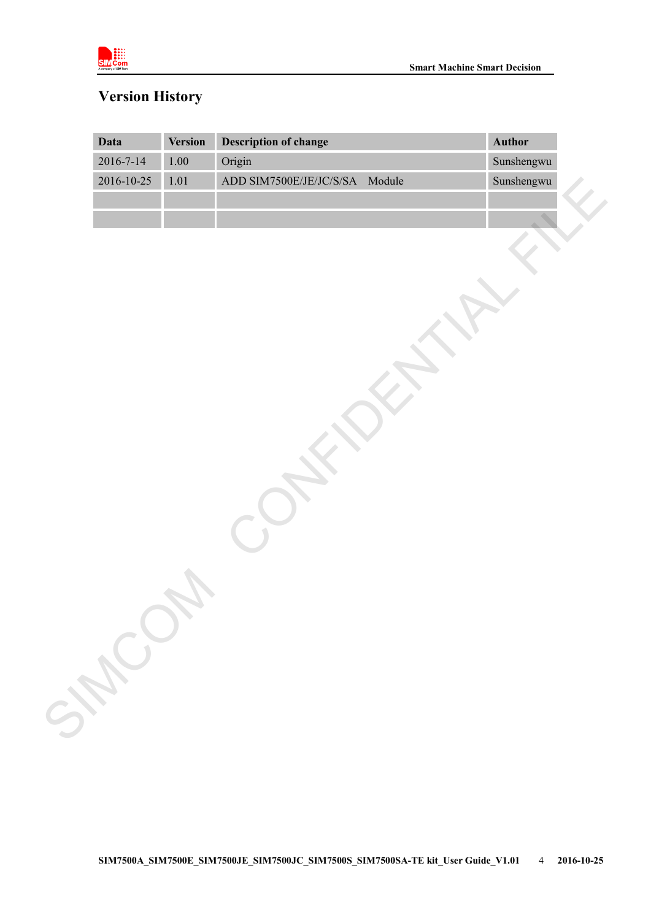# Version History

| Data | Version | Description of change | Author |
|---|---|---|---|
| 2016-7-14 | 1.00 | Origin | Sunshengwu |
| 2016-10-25 | 1.01 | ADD SIM7500E/JE/JC/S/SA Module | Sunshengwu |
| | | | |
| | | | |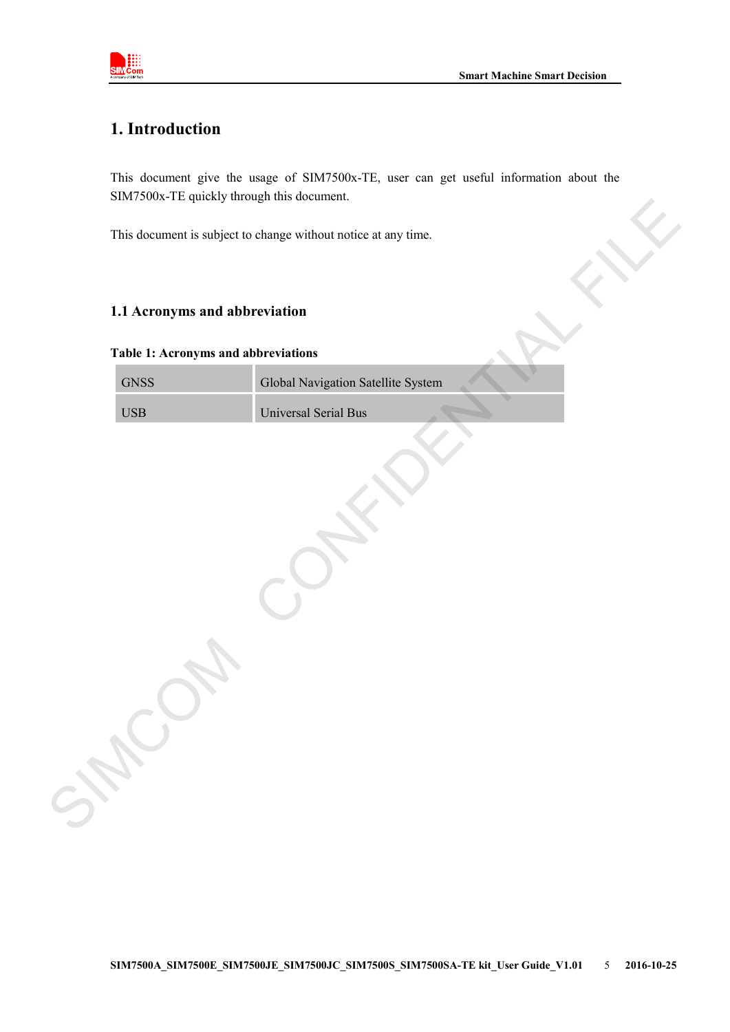# 1. Introduction

This document give the usage of SIM7500x-TE, user can get useful information about the SIM7500x-TE quickly through this document.

This document is subject to change without notice at any time.

## 1.1 Acronyms and abbreviation

**Table 1: Acronyms and abbreviations**

| | |
|---|---|
| GNSS | Global Navigation Satellite System |
| USB | Universal Serial Bus |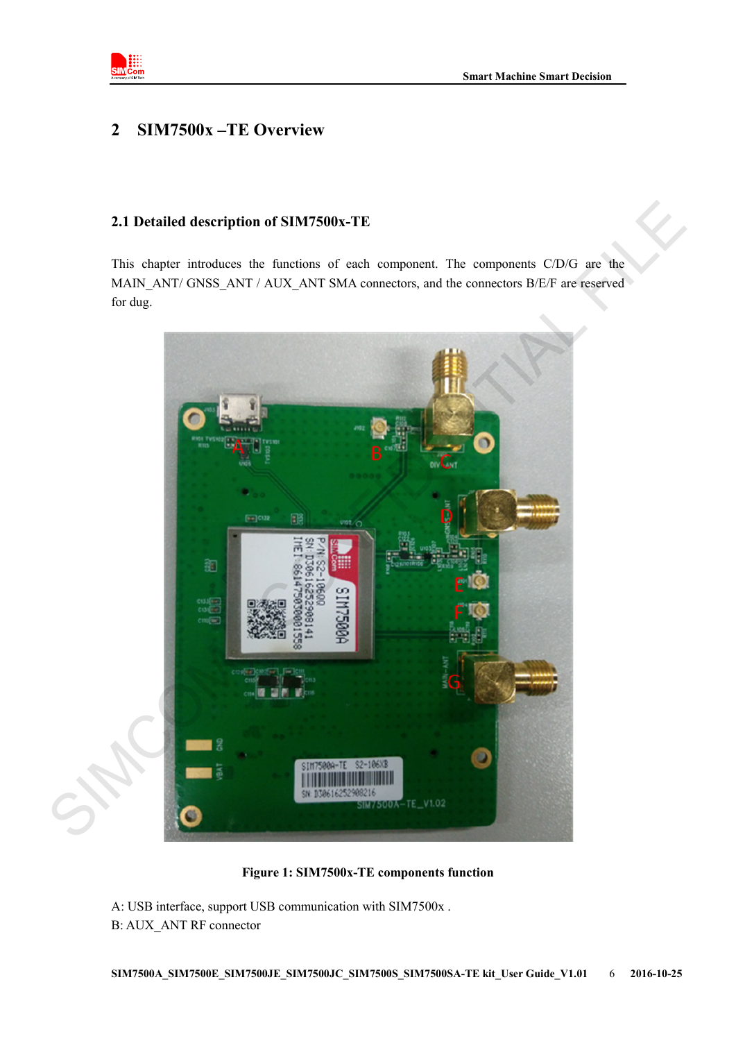# 2 SIM7500x –TE Overview

## 2.1 Detailed description of SIM7500x-TE

This chapter introduces the functions of each component. The components C/D/G are the MAIN_ANT/ GNSS_ANT / AUX_ANT SMA connectors, and the connectors B/E/F are reserved for dug.

**Figure 1: SIM7500x-TE components function**

A: USB interface, support USB communication with SIM7500x .
B: AUX_ANT RF connector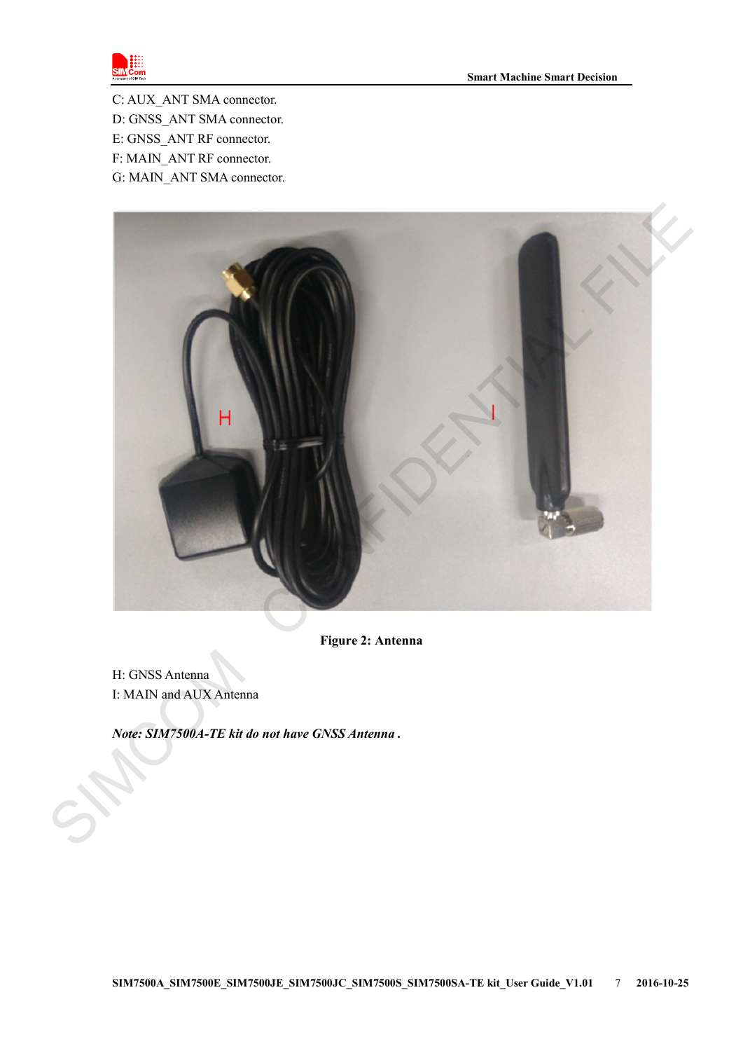C: AUX_ANT SMA connector.
D: GNSS_ANT SMA connector.
E: GNSS_ANT RF connector.
F: MAIN_ANT RF connector.
G: MAIN_ANT SMA connector.

**Figure 2: Antenna**

H: GNSS Antenna
I: MAIN and AUX Antenna

***Note: SIM7500A-TE kit do not have GNSS Antenna .***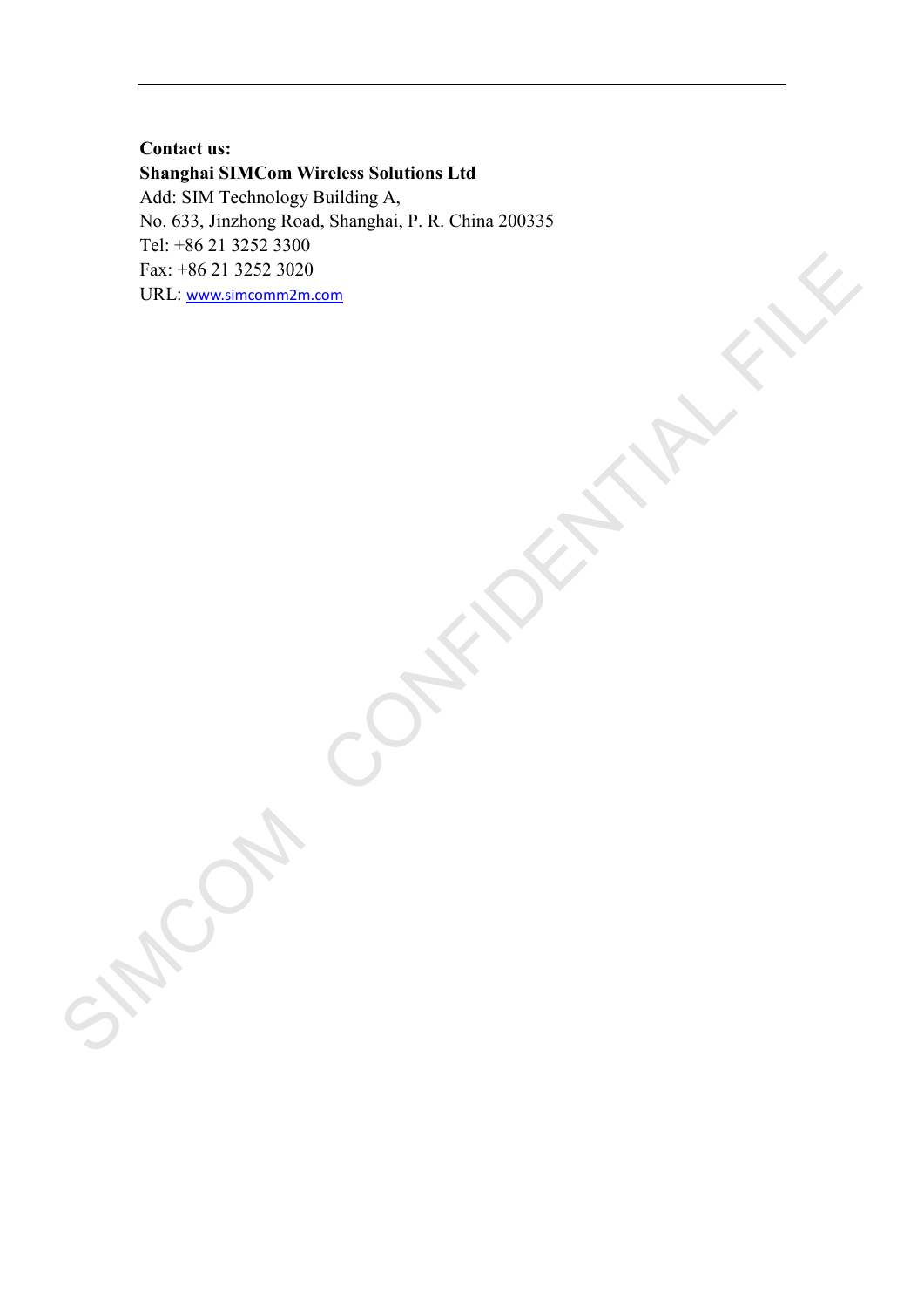**Contact us:**

**Shanghai SIMCom Wireless Solutions Ltd**

Add: SIM Technology Building A,
No. 633, Jinzhong Road, Shanghai, P. R. China 200335
Tel: +86 21 3252 3300
Fax: +86 21 3252 3020
URL: www.simcomm2m.com